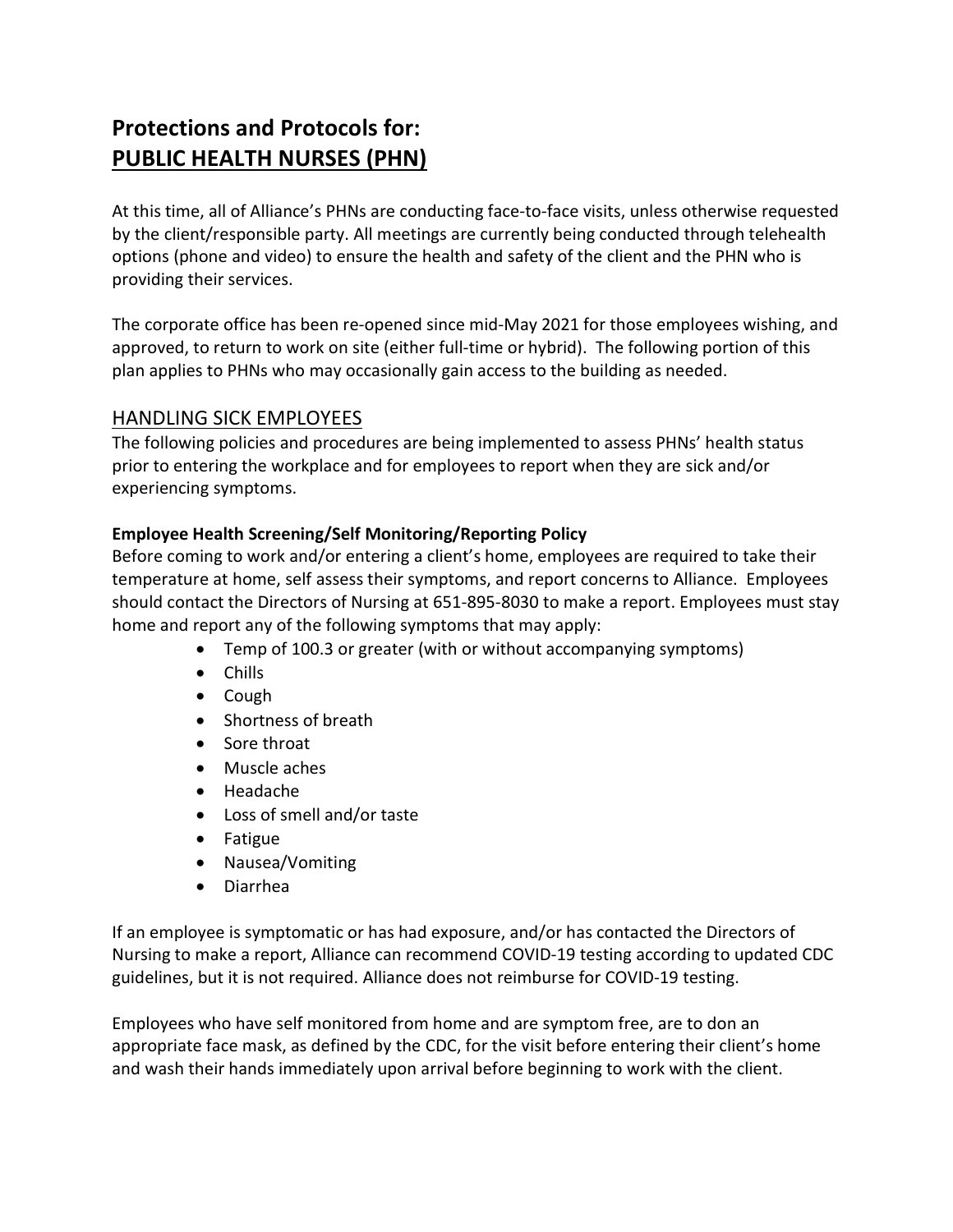# Protections and Protocols for: PUBLIC HEALTH NURSES (PHN)

At this time, all of Alliance's PHNs are conducting face-to-face visits, unless otherwise requested by the client/responsible party. All meetings are currently being conducted through telehealth options (phone and video) to ensure the health and safety of the client and the PHN who is providing their services.

The corporate office has been re-opened since mid-May 2021 for those employees wishing, and approved, to return to work on site (either full-time or hybrid). The following portion of this plan applies to PHNs who may occasionally gain access to the building as needed.

## HANDLING SICK EMPLOYEES

The following policies and procedures are being implemented to assess PHNs' health status prior to entering the workplace and for employees to report when they are sick and/or experiencing symptoms.

### Employee Health Screening/Self Monitoring/Reporting Policy

Before coming to work and/or entering a client's home, employees are required to take their temperature at home, self assess their symptoms, and report concerns to Alliance. Employees should contact the Directors of Nursing at 651-895-8030 to make a report. Employees must stay home and report any of the following symptoms that may apply:

- Temp of 100.3 or greater (with or without accompanying symptoms)
- Chills
- Cough
- Shortness of breath
- Sore throat
- Muscle aches
- Headache
- Loss of smell and/or taste
- Fatigue
- Nausea/Vomiting
- Diarrhea

If an employee is symptomatic or has had exposure, and/or has contacted the Directors of Nursing to make a report, Alliance can recommend COVID-19 testing according to updated CDC guidelines, but it is not required. Alliance does not reimburse for COVID-19 testing.

Employees who have self monitored from home and are symptom free, are to don an appropriate face mask, as defined by the CDC, for the visit before entering their client's home and wash their hands immediately upon arrival before beginning to work with the client.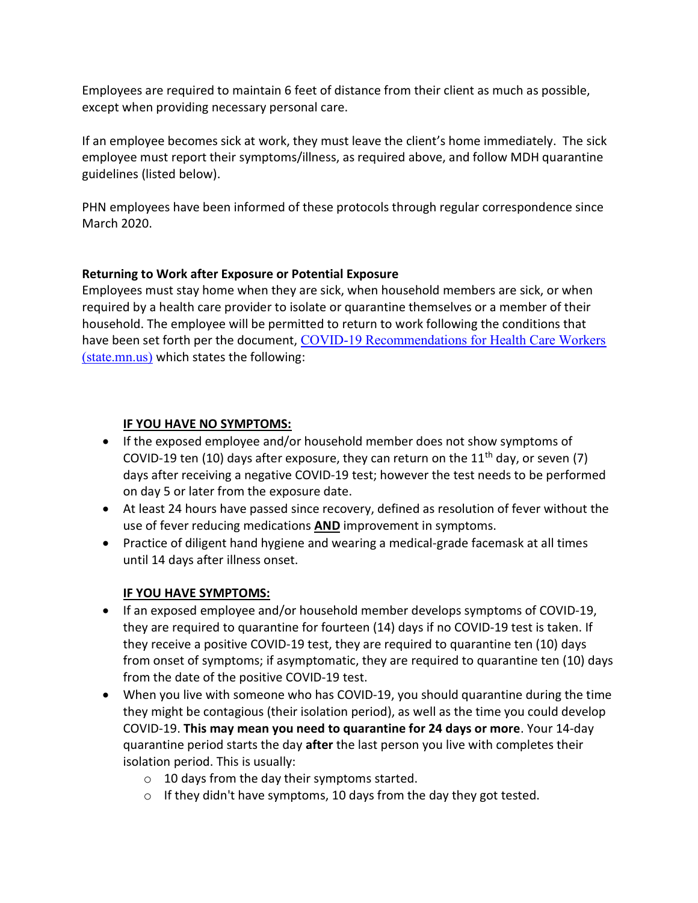Employees are required to maintain 6 feet of distance from their client as much as possible, except when providing necessary personal care.

If an employee becomes sick at work, they must leave the client's home immediately. The sick employee must report their symptoms/illness, as required above, and follow MDH quarantine guidelines (listed below).

PHN employees have been informed of these protocols through regular correspondence since March 2020.

**Returning to Work after Exposure or Potential Exposure**

Employees must stay home when they are sick, when household members are sick, or when required by a health care provider to isolate or quarantine themselves or a member of their household. The employee will be permitted to return to work following the conditions that have been set forth per the document, [COVID-19 Recommendations for Health Care Workers (state.mn.us)] which states the following:

**<u>IF YOU HAVE NO SYMPTOMS:</u>**

- If the exposed employee and/or household member does not show symptoms of COVID-19 ten (10) days after exposure, they can return on the 11th day, or seven (7) days after receiving a negative COVID-19 test; however the test needs to be performed on day 5 or later from the exposure date.
- At least 24 hours have passed since recovery, defined as resolution of fever without the use of fever reducing medications **<u>AND</u>** improvement in symptoms.
- Practice of diligent hand hygiene and wearing a medical-grade facemask at all times until 14 days after illness onset.

**<u>IF YOU HAVE SYMPTOMS:</u>**

- If an exposed employee and/or household member develops symptoms of COVID-19, they are required to quarantine for fourteen (14) days if no COVID-19 test is taken. If they receive a positive COVID-19 test, they are required to quarantine ten (10) days from onset of symptoms; if asymptomatic, they are required to quarantine ten (10) days from the date of the positive COVID-19 test.
- When you live with someone who has COVID-19, you should quarantine during the time they might be contagious (their isolation period), as well as the time you could develop COVID-19. **This may mean you need to quarantine for 24 days or more**. Your 14-day quarantine period starts the day **after** the last person you live with completes their isolation period. This is usually:
  - 10 days from the day their symptoms started.
  - If they didn't have symptoms, 10 days from the day they got tested.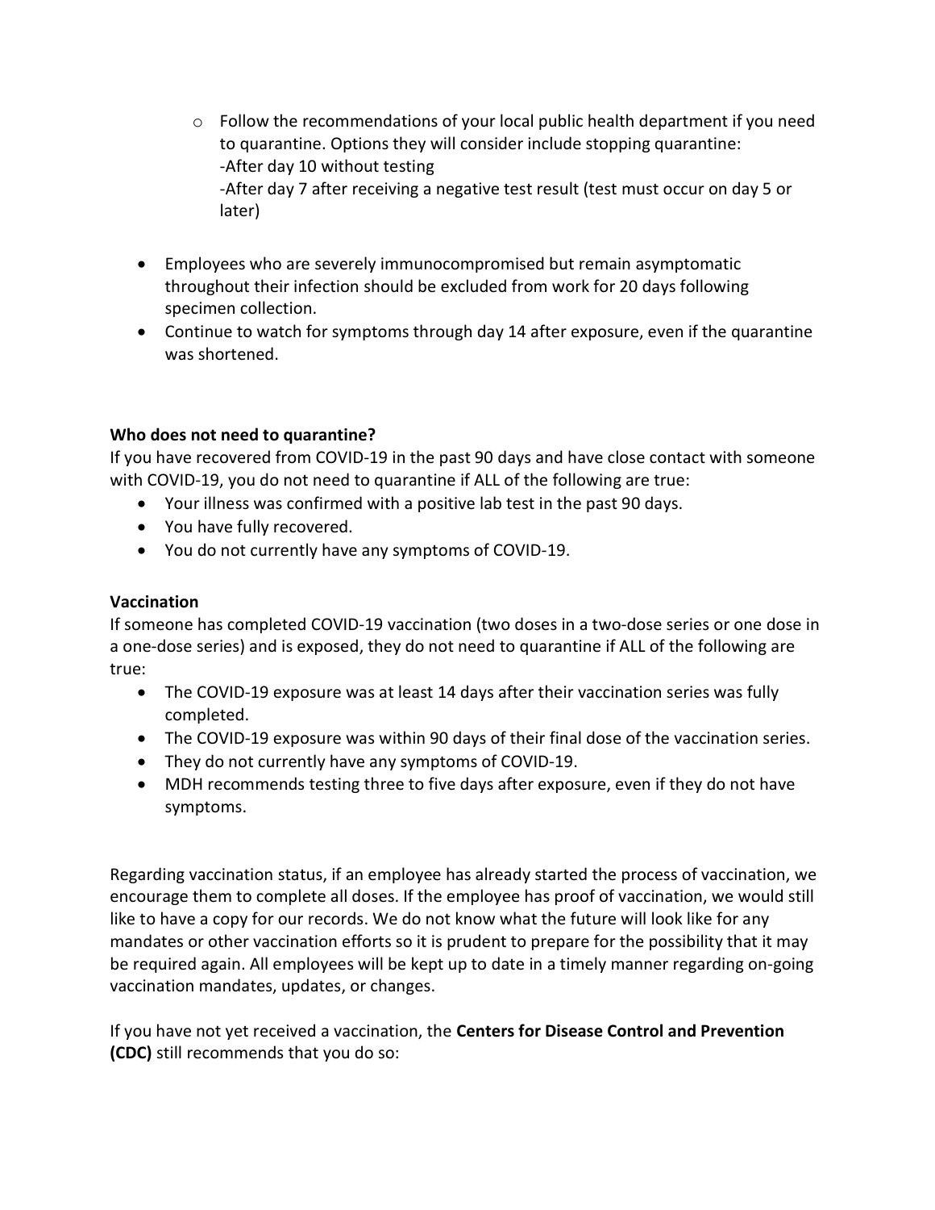- Follow the recommendations of your local public health department if you need to quarantine. Options they will consider include stopping quarantine:
  -After day 10 without testing
  -After day 7 after receiving a negative test result (test must occur on day 5 or later)

- Employees who are severely immunocompromised but remain asymptomatic throughout their infection should be excluded from work for 20 days following specimen collection.
- Continue to watch for symptoms through day 14 after exposure, even if the quarantine was shortened.

**Who does not need to quarantine?**

If you have recovered from COVID-19 in the past 90 days and have close contact with someone with COVID-19, you do not need to quarantine if ALL of the following are true:

- Your illness was confirmed with a positive lab test in the past 90 days.
- You have fully recovered.
- You do not currently have any symptoms of COVID-19.

**Vaccination**

If someone has completed COVID-19 vaccination (two doses in a two-dose series or one dose in a one-dose series) and is exposed, they do not need to quarantine if ALL of the following are true:

- The COVID-19 exposure was at least 14 days after their vaccination series was fully completed.
- The COVID-19 exposure was within 90 days of their final dose of the vaccination series.
- They do not currently have any symptoms of COVID-19.
- MDH recommends testing three to five days after exposure, even if they do not have symptoms.

Regarding vaccination status, if an employee has already started the process of vaccination, we encourage them to complete all doses. If the employee has proof of vaccination, we would still like to have a copy for our records. We do not know what the future will look like for any mandates or other vaccination efforts so it is prudent to prepare for the possibility that it may be required again. All employees will be kept up to date in a timely manner regarding on-going vaccination mandates, updates, or changes.

If you have not yet received a vaccination, the **Centers for Disease Control and Prevention (CDC)** still recommends that you do so: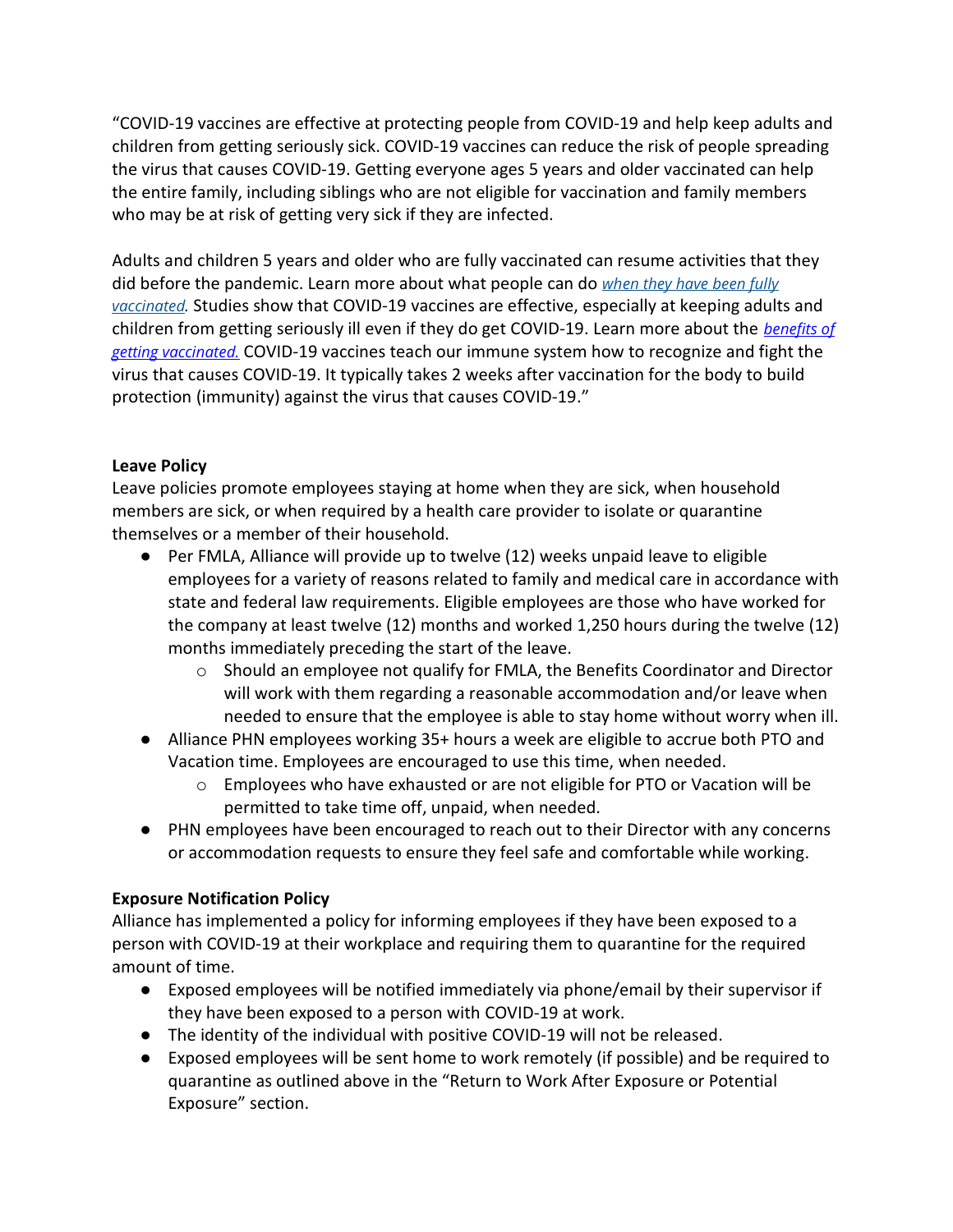"COVID-19 vaccines are effective at protecting people from COVID-19 and help keep adults and children from getting seriously sick. COVID-19 vaccines can reduce the risk of people spreading the virus that causes COVID-19. Getting everyone ages 5 years and older vaccinated can help the entire family, including siblings who are not eligible for vaccination and family members who may be at risk of getting very sick if they are infected.

Adults and children 5 years and older who are fully vaccinated can resume activities that they did before the pandemic. Learn more about what people can do *when they have been fully vaccinated.* Studies show that COVID-19 vaccines are effective, especially at keeping adults and children from getting seriously ill even if they do get COVID-19. Learn more about the *benefits of getting vaccinated.* COVID-19 vaccines teach our immune system how to recognize and fight the virus that causes COVID-19. It typically takes 2 weeks after vaccination for the body to build protection (immunity) against the virus that causes COVID-19."

**Leave Policy**

Leave policies promote employees staying at home when they are sick, when household members are sick, or when required by a health care provider to isolate or quarantine themselves or a member of their household.

- Per FMLA, Alliance will provide up to twelve (12) weeks unpaid leave to eligible employees for a variety of reasons related to family and medical care in accordance with state and federal law requirements. Eligible employees are those who have worked for the company at least twelve (12) months and worked 1,250 hours during the twelve (12) months immediately preceding the start of the leave.
    - Should an employee not qualify for FMLA, the Benefits Coordinator and Director will work with them regarding a reasonable accommodation and/or leave when needed to ensure that the employee is able to stay home without worry when ill.
- Alliance PHN employees working 35+ hours a week are eligible to accrue both PTO and Vacation time. Employees are encouraged to use this time, when needed.
    - Employees who have exhausted or are not eligible for PTO or Vacation will be permitted to take time off, unpaid, when needed.
- PHN employees have been encouraged to reach out to their Director with any concerns or accommodation requests to ensure they feel safe and comfortable while working.

**Exposure Notification Policy**

Alliance has implemented a policy for informing employees if they have been exposed to a person with COVID-19 at their workplace and requiring them to quarantine for the required amount of time.

- Exposed employees will be notified immediately via phone/email by their supervisor if they have been exposed to a person with COVID-19 at work.
- The identity of the individual with positive COVID-19 will not be released.
- Exposed employees will be sent home to work remotely (if possible) and be required to quarantine as outlined above in the "Return to Work After Exposure or Potential Exposure" section.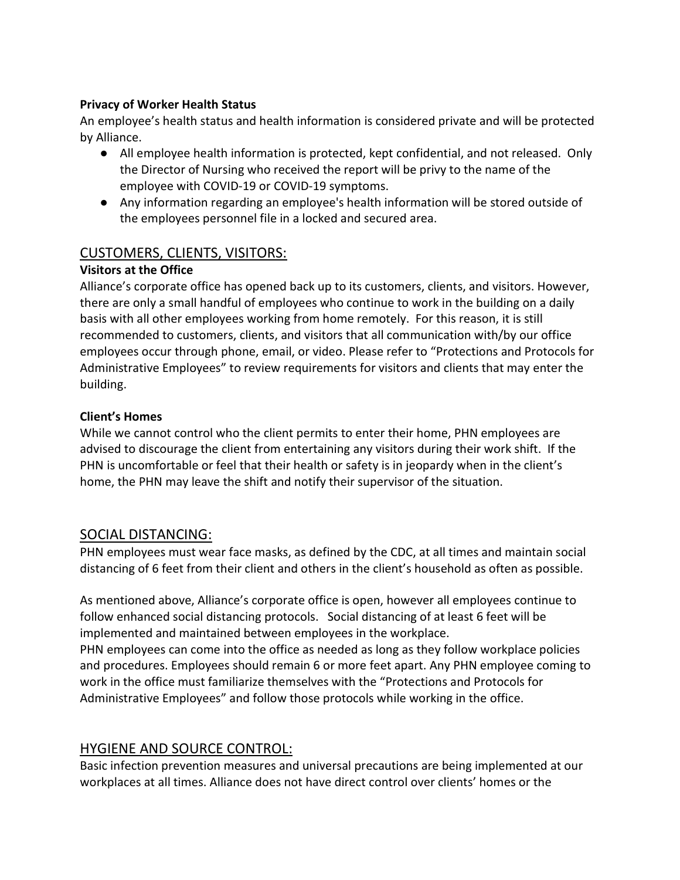**Privacy of Worker Health Status**

An employee's health status and health information is considered private and will be protected by Alliance.

- All employee health information is protected, kept confidential, and not released. Only the Director of Nursing who received the report will be privy to the name of the employee with COVID-19 or COVID-19 symptoms.
- Any information regarding an employee's health information will be stored outside of the employees personnel file in a locked and secured area.

## CUSTOMERS, CLIENTS, VISITORS:

**Visitors at the Office**

Alliance's corporate office has opened back up to its customers, clients, and visitors. However, there are only a small handful of employees who continue to work in the building on a daily basis with all other employees working from home remotely. For this reason, it is still recommended to customers, clients, and visitors that all communication with/by our office employees occur through phone, email, or video. Please refer to "Protections and Protocols for Administrative Employees" to review requirements for visitors and clients that may enter the building.

**Client's Homes**

While we cannot control who the client permits to enter their home, PHN employees are advised to discourage the client from entertaining any visitors during their work shift. If the PHN is uncomfortable or feel that their health or safety is in jeopardy when in the client's home, the PHN may leave the shift and notify their supervisor of the situation.

## SOCIAL DISTANCING:

PHN employees must wear face masks, as defined by the CDC, at all times and maintain social distancing of 6 feet from their client and others in the client's household as often as possible.

As mentioned above, Alliance's corporate office is open, however all employees continue to follow enhanced social distancing protocols. Social distancing of at least 6 feet will be implemented and maintained between employees in the workplace.
PHN employees can come into the office as needed as long as they follow workplace policies and procedures. Employees should remain 6 or more feet apart. Any PHN employee coming to work in the office must familiarize themselves with the "Protections and Protocols for Administrative Employees" and follow those protocols while working in the office.

## HYGIENE AND SOURCE CONTROL:

Basic infection prevention measures and universal precautions are being implemented at our workplaces at all times. Alliance does not have direct control over clients' homes or the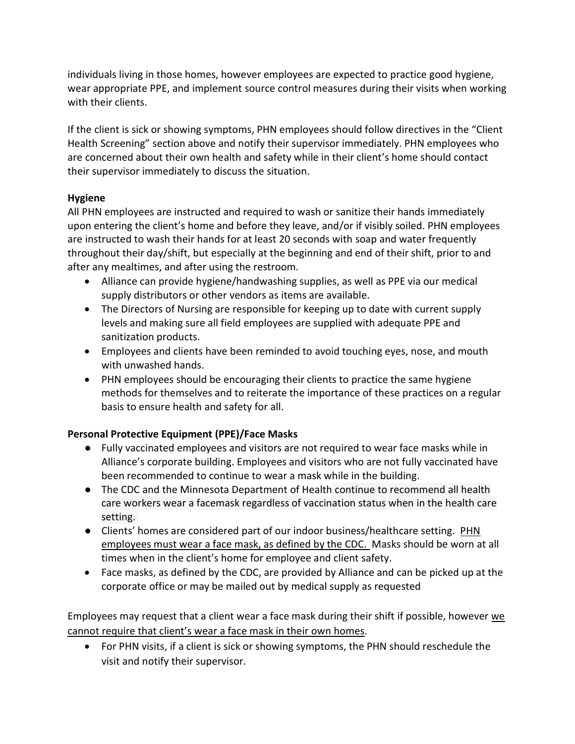individuals living in those homes, however employees are expected to practice good hygiene, wear appropriate PPE, and implement source control measures during their visits when working with their clients.

If the client is sick or showing symptoms, PHN employees should follow directives in the "Client Health Screening" section above and notify their supervisor immediately. PHN employees who are concerned about their own health and safety while in their client's home should contact their supervisor immediately to discuss the situation.

**Hygiene**

All PHN employees are instructed and required to wash or sanitize their hands immediately upon entering the client's home and before they leave, and/or if visibly soiled. PHN employees are instructed to wash their hands for at least 20 seconds with soap and water frequently throughout their day/shift, but especially at the beginning and end of their shift, prior to and after any mealtimes, and after using the restroom.

- Alliance can provide hygiene/handwashing supplies, as well as PPE via our medical supply distributors or other vendors as items are available.
- The Directors of Nursing are responsible for keeping up to date with current supply levels and making sure all field employees are supplied with adequate PPE and sanitization products.
- Employees and clients have been reminded to avoid touching eyes, nose, and mouth with unwashed hands.
- PHN employees should be encouraging their clients to practice the same hygiene methods for themselves and to reiterate the importance of these practices on a regular basis to ensure health and safety for all.

**Personal Protective Equipment (PPE)/Face Masks**

- Fully vaccinated employees and visitors are not required to wear face masks while in Alliance's corporate building. Employees and visitors who are not fully vaccinated have been recommended to continue to wear a mask while in the building.
- The CDC and the Minnesota Department of Health continue to recommend all health care workers wear a facemask regardless of vaccination status when in the health care setting.
- Clients' homes are considered part of our indoor business/healthcare setting. <u>PHN employees must wear a face mask, as defined by the CDC.</u> Masks should be worn at all times when in the client's home for employee and client safety.
- Face masks, as defined by the CDC, are provided by Alliance and can be picked up at the corporate office or may be mailed out by medical supply as requested

Employees may request that a client wear a face mask during their shift if possible, however <u>we cannot require that client's wear a face mask in their own homes</u>.

- For PHN visits, if a client is sick or showing symptoms, the PHN should reschedule the visit and notify their supervisor.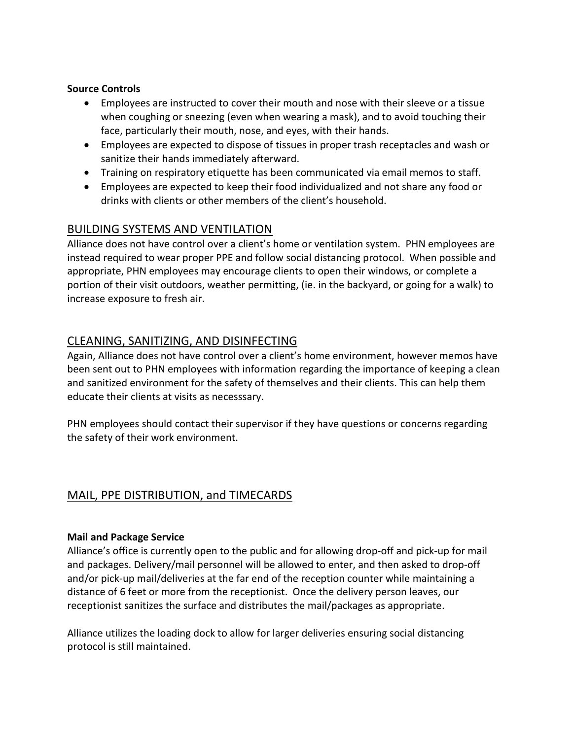**Source Controls**

- Employees are instructed to cover their mouth and nose with their sleeve or a tissue when coughing or sneezing (even when wearing a mask), and to avoid touching their face, particularly their mouth, nose, and eyes, with their hands.
- Employees are expected to dispose of tissues in proper trash receptacles and wash or sanitize their hands immediately afterward.
- Training on respiratory etiquette has been communicated via email memos to staff.
- Employees are expected to keep their food individualized and not share any food or drinks with clients or other members of the client's household.

## BUILDING SYSTEMS AND VENTILATION

Alliance does not have control over a client's home or ventilation system. PHN employees are instead required to wear proper PPE and follow social distancing protocol. When possible and appropriate, PHN employees may encourage clients to open their windows, or complete a portion of their visit outdoors, weather permitting, (ie. in the backyard, or going for a walk) to increase exposure to fresh air.

## CLEANING, SANITIZING, AND DISINFECTING

Again, Alliance does not have control over a client's home environment, however memos have been sent out to PHN employees with information regarding the importance of keeping a clean and sanitized environment for the safety of themselves and their clients. This can help them educate their clients at visits as necesssary.

PHN employees should contact their supervisor if they have questions or concerns regarding the safety of their work environment.

## MAIL, PPE DISTRIBUTION, and TIMECARDS

**Mail and Package Service**

Alliance's office is currently open to the public and for allowing drop-off and pick-up for mail and packages. Delivery/mail personnel will be allowed to enter, and then asked to drop-off and/or pick-up mail/deliveries at the far end of the reception counter while maintaining a distance of 6 feet or more from the receptionist. Once the delivery person leaves, our receptionist sanitizes the surface and distributes the mail/packages as appropriate.

Alliance utilizes the loading dock to allow for larger deliveries ensuring social distancing protocol is still maintained.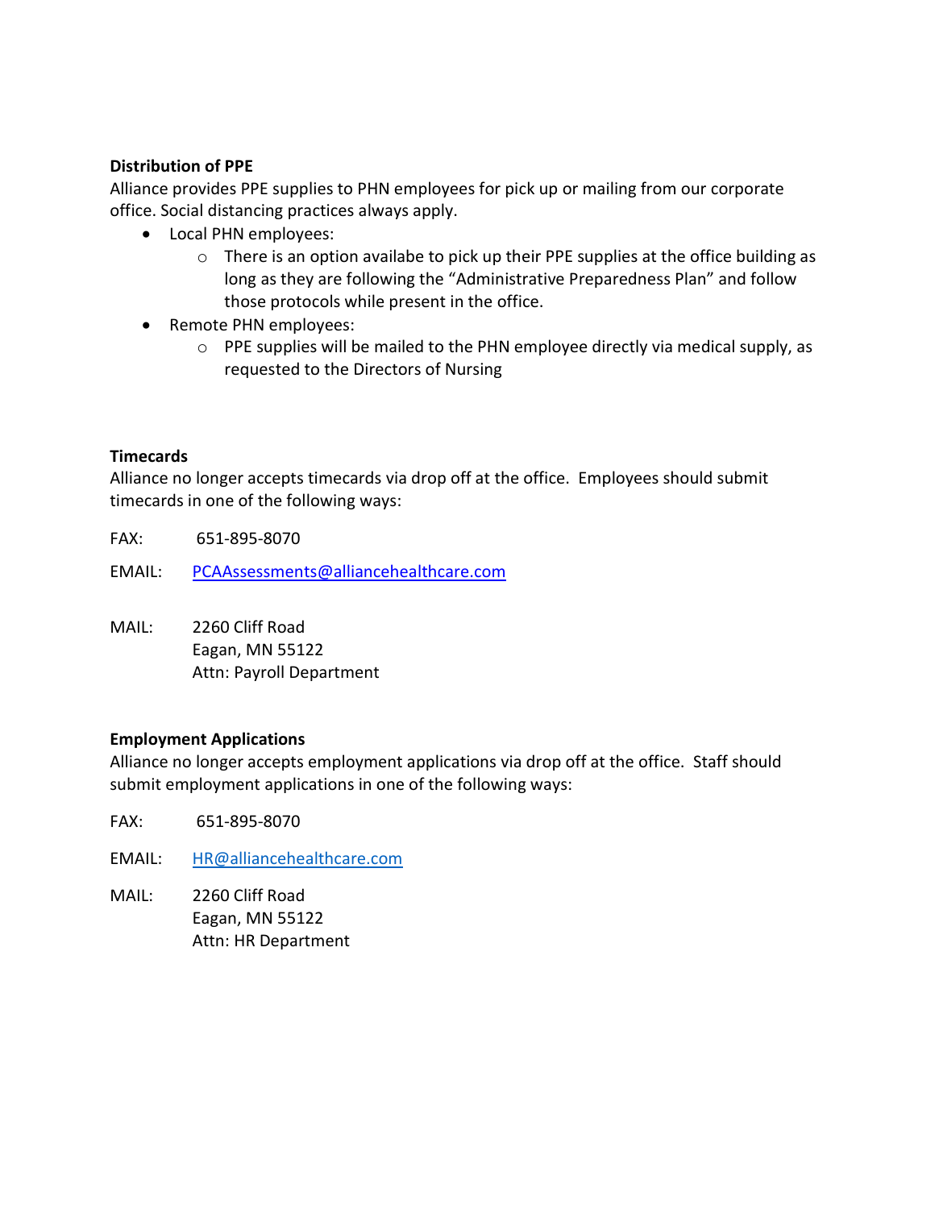**Distribution of PPE**

Alliance provides PPE supplies to PHN employees for pick up or mailing from our corporate office. Social distancing practices always apply.

- Local PHN employees:
  - There is an option availabe to pick up their PPE supplies at the office building as long as they are following the "Administrative Preparedness Plan" and follow those protocols while present in the office.
- Remote PHN employees:
  - PPE supplies will be mailed to the PHN employee directly via medical supply, as requested to the Directors of Nursing

**Timecards**

Alliance no longer accepts timecards via drop off at the office. Employees should submit timecards in one of the following ways:

FAX: 651-895-8070

EMAIL: PCAAssessments@alliancehealthcare.com

MAIL: 2260 Cliff Road
Eagan, MN 55122
Attn: Payroll Department

**Employment Applications**

Alliance no longer accepts employment applications via drop off at the office. Staff should submit employment applications in one of the following ways:

FAX: 651-895-8070

EMAIL: HR@alliancehealthcare.com

MAIL: 2260 Cliff Road
Eagan, MN 55122
Attn: HR Department